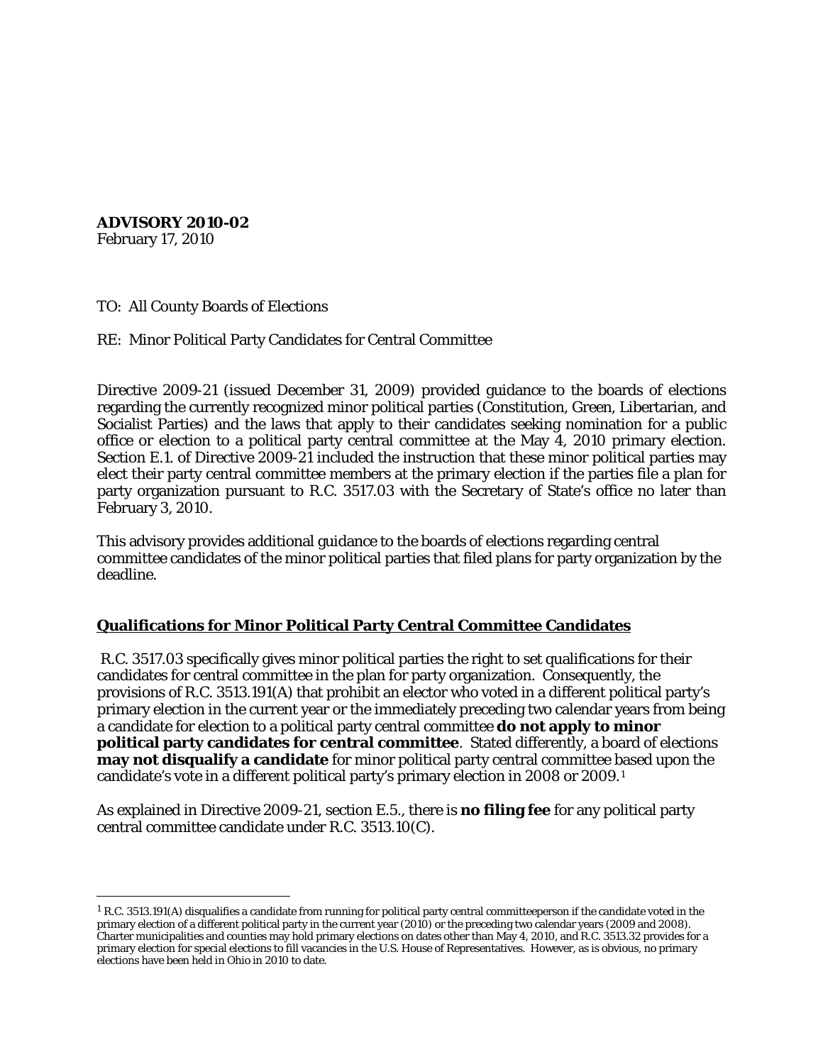**ADVISORY 2010-02**
February 17, 2010

TO: All County Boards of Elections

RE: Minor Political Party Candidates for Central Committee

Directive 2009-21 (issued December 31, 2009) provided guidance to the boards of elections regarding the currently recognized minor political parties (Constitution, Green, Libertarian, and Socialist Parties) and the laws that apply to their candidates seeking nomination for a public office or election to a political party central committee at the May 4, 2010 primary election. Section E.1. of Directive 2009-21 included the instruction that these minor political parties may elect their party central committee members at the primary election if the parties file a plan for party organization pursuant to R.C. 3517.03 with the Secretary of State's office no later than February 3, 2010.

This advisory provides additional guidance to the boards of elections regarding central committee candidates of the minor political parties that filed plans for party organization by the deadline.

## Qualifications for Minor Political Party Central Committee Candidates

R.C. 3517.03 specifically gives minor political parties the right to set qualifications for their candidates for central committee in the plan for party organization. Consequently, the provisions of R.C. 3513.191(A) that prohibit an elector who voted in a different political party's primary election in the current year or the immediately preceding two calendar years from being a candidate for election to a political party central committee **do not apply to minor political party candidates for central committee**. Stated differently, a board of elections **may not disqualify a candidate** for minor political party central committee based upon the candidate's vote in a different political party's primary election in 2008 or 2009.[1]

As explained in Directive 2009-21, section E.5., there is **no filing fee** for any political party central committee candidate under R.C. 3513.10(C).

---

[1] R.C. 3513.191(A) disqualifies a candidate from running for political party central committeeperson if the candidate voted in the primary election of a different political party in the current year (2010) or the preceding two calendar years (2009 and 2008). Charter municipalities and counties may hold primary elections on dates other than May 4, 2010, and R.C. 3513.32 provides for a primary election for special elections to fill vacancies in the U.S. House of Representatives. However, as is obvious, no primary elections have been held in Ohio in 2010 to date.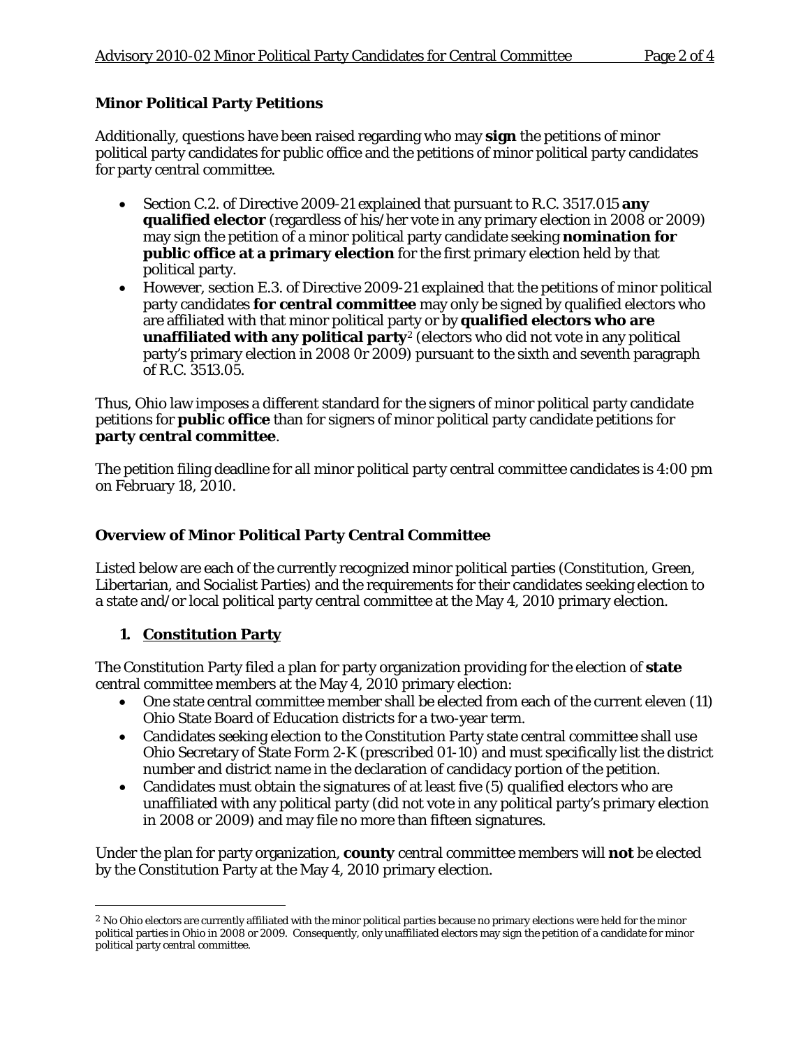**Minor Political Party Petitions**

Additionally, questions have been raised regarding who may **sign** the petitions of minor political party candidates for public office and the petitions of minor political party candidates for party central committee.

- Section C.2. of Directive 2009-21 explained that pursuant to R.C. 3517.015 **any qualified elector** (regardless of his/her vote in any primary election in 2008 or 2009) may sign the petition of a minor political party candidate seeking **nomination for public office at a primary election** for the first primary election held by that political party.
- However, section E.3. of Directive 2009-21 explained that the petitions of minor political party candidates **for central committee** may only be signed by qualified electors who are affiliated with that minor political party or by **qualified electors who are unaffiliated with any political party**[2] (electors who did not vote in any political party's primary election in 2008 0r 2009) pursuant to the sixth and seventh paragraph of R.C. 3513.05.

Thus, Ohio law imposes a different standard for the signers of minor political party candidate petitions for **public office** than for signers of minor political party candidate petitions for **party central committee**.

The petition filing deadline for all minor political party central committee candidates is 4:00 pm on February 18, 2010.

**Overview of Minor Political Party Central Committee**

Listed below are each of the currently recognized minor political parties (Constitution, Green, Libertarian, and Socialist Parties) and the requirements for their candidates seeking election to a state and/or local political party central committee at the May 4, 2010 primary election.

1. **Constitution Party**

The Constitution Party filed a plan for party organization providing for the election of **state** central committee members at the May 4, 2010 primary election:

- One state central committee member shall be elected from each of the current eleven (11) Ohio State Board of Education districts for a two-year term.
- Candidates seeking election to the Constitution Party state central committee shall use Ohio Secretary of State Form 2-K (prescribed 01-10) and must specifically list the district number and district name in the declaration of candidacy portion of the petition.
- Candidates must obtain the signatures of at least five (5) qualified electors who are unaffiliated with any political party (did not vote in any political party's primary election in 2008 or 2009) and may file no more than fifteen signatures.

Under the plan for party organization, **county** central committee members will **not** be elected by the Constitution Party at the May 4, 2010 primary election.

---

[2] No Ohio electors are currently affiliated with the minor political parties because no primary elections were held for the minor political parties in Ohio in 2008 or 2009. Consequently, only unaffiliated electors may sign the petition of a candidate for minor political party central committee.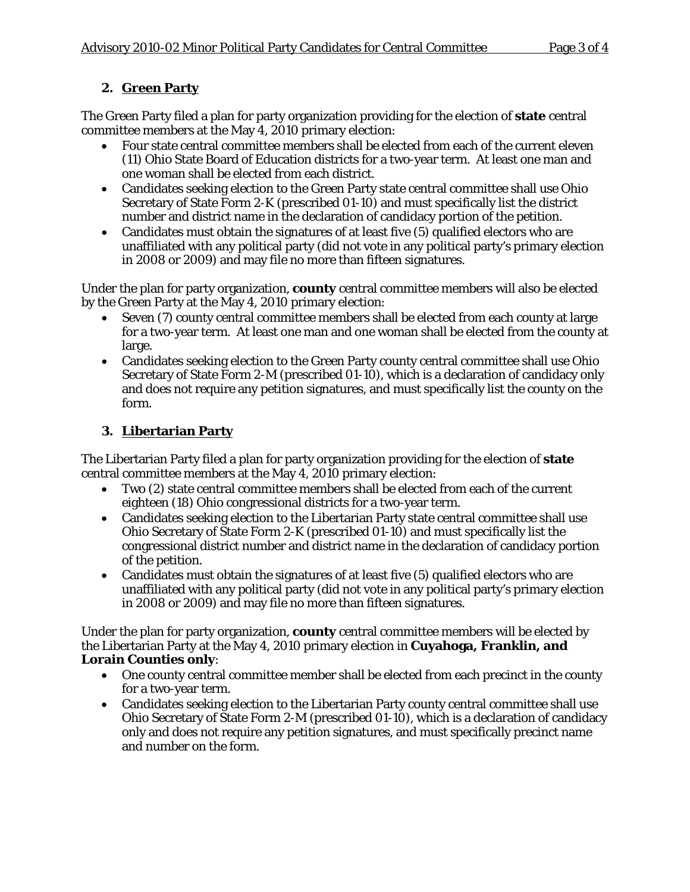## 2. Green Party

The Green Party filed a plan for party organization providing for the election of **state** central committee members at the May 4, 2010 primary election:

- Four state central committee members shall be elected from each of the current eleven (11) Ohio State Board of Education districts for a two-year term. At least one man and one woman shall be elected from each district.
- Candidates seeking election to the Green Party state central committee shall use Ohio Secretary of State Form 2-K (prescribed 01-10) and must specifically list the district number and district name in the declaration of candidacy portion of the petition.
- Candidates must obtain the signatures of at least five (5) qualified electors who are unaffiliated with any political party (did not vote in any political party's primary election in 2008 or 2009) and may file no more than fifteen signatures.

Under the plan for party organization, **county** central committee members will also be elected by the Green Party at the May 4, 2010 primary election:

- Seven (7) county central committee members shall be elected from each county at large for a two-year term. At least one man and one woman shall be elected from the county at large.
- Candidates seeking election to the Green Party county central committee shall use Ohio Secretary of State Form 2-M (prescribed 01-10), which is a declaration of candidacy only and does not require any petition signatures, and must specifically list the county on the form.

## 3. Libertarian Party

The Libertarian Party filed a plan for party organization providing for the election of **state** central committee members at the May 4, 2010 primary election:

- Two (2) state central committee members shall be elected from each of the current eighteen (18) Ohio congressional districts for a two-year term.
- Candidates seeking election to the Libertarian Party state central committee shall use Ohio Secretary of State Form 2-K (prescribed 01-10) and must specifically list the congressional district number and district name in the declaration of candidacy portion of the petition.
- Candidates must obtain the signatures of at least five (5) qualified electors who are unaffiliated with any political party (did not vote in any political party's primary election in 2008 or 2009) and may file no more than fifteen signatures.

Under the plan for party organization, **county** central committee members will be elected by the Libertarian Party at the May 4, 2010 primary election in **Cuyahoga, Franklin, and Lorain Counties only**:

- One county central committee member shall be elected from each precinct in the county for a two-year term.
- Candidates seeking election to the Libertarian Party county central committee shall use Ohio Secretary of State Form 2-M (prescribed 01-10), which is a declaration of candidacy only and does not require any petition signatures, and must specifically precinct name and number on the form.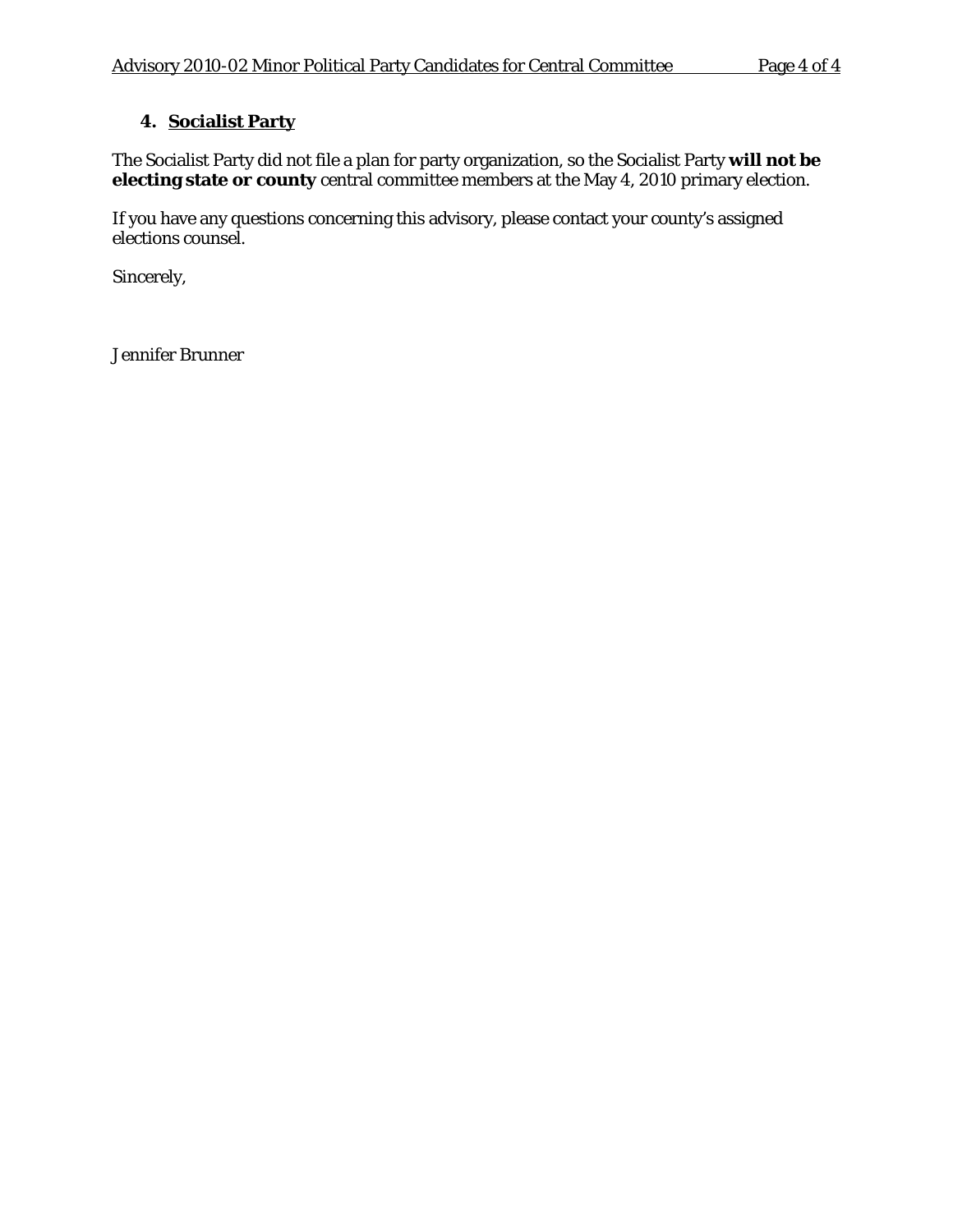### 4. Socialist Party

The Socialist Party did not file a plan for party organization, so the Socialist Party **will not be electing state or county** central committee members at the May 4, 2010 primary election.

If you have any questions concerning this advisory, please contact your county's assigned elections counsel.

Sincerely,

Jennifer Brunner